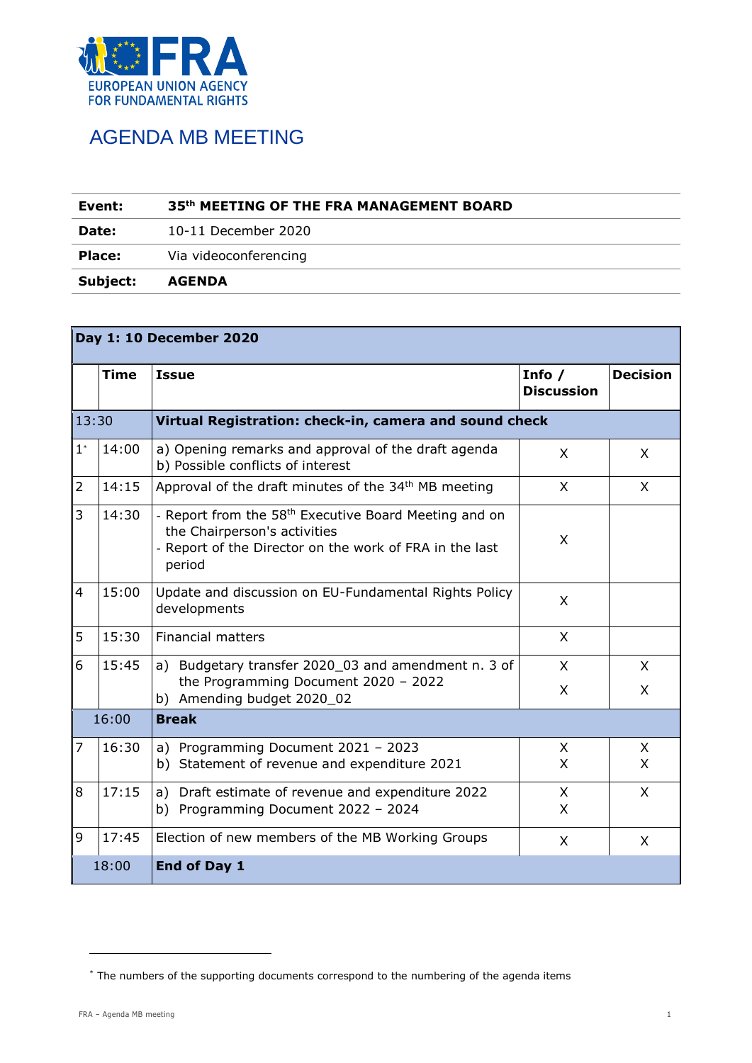EUROPEAN UNION AGENCY FOR FUNDAMENTAL RIGHTS

# AGENDA MB MEETING

| | |
|---|---|
| **Event:** | **35th MEETING OF THE FRA MANAGEMENT BOARD** |
| **Date:** | 10-11 December 2020 |
| **Place:** | Via videoconferencing |
| **Subject:** | **AGENDA** |

| **Day 1: 10 December 2020** | | | | |
|---|---|---|---|---|
| | **Time** | **Issue** | **Info / Discussion** | **Decision** |
| 13:30 | | **Virtual Registration: check-in, camera and sound check** | | |
| 1[*] | 14:00 | a) Opening remarks and approval of the draft agenda<br>b) Possible conflicts of interest | X | X |
| 2 | 14:15 | Approval of the draft minutes of the 34th MB meeting | X | X |
| 3 | 14:30 | - Report from the 58th Executive Board Meeting and on the Chairperson's activities<br>- Report of the Director on the work of FRA in the last period | X | |
| 4 | 15:00 | Update and discussion on EU-Fundamental Rights Policy developments | X | |
| 5 | 15:30 | Financial matters | X | |
| 6 | 15:45 | a) Budgetary transfer 2020_03 and amendment n. 3 of the Programming Document 2020 – 2022<br>b) Amending budget 2020_02 | X<br>X | X<br>X |
| | 16:00 | **Break** | | |
| 7 | 16:30 | a) Programming Document 2021 – 2023<br>b) Statement of revenue and expenditure 2021 | X<br>X | X<br>X |
| 8 | 17:15 | a) Draft estimate of revenue and expenditure 2022<br>b) Programming Document 2022 – 2024 | X<br>X | X |
| 9 | 17:45 | Election of new members of the MB Working Groups | X | X |
| | 18:00 | **End of Day 1** | | |

[*] The numbers of the supporting documents correspond to the numbering of the agenda items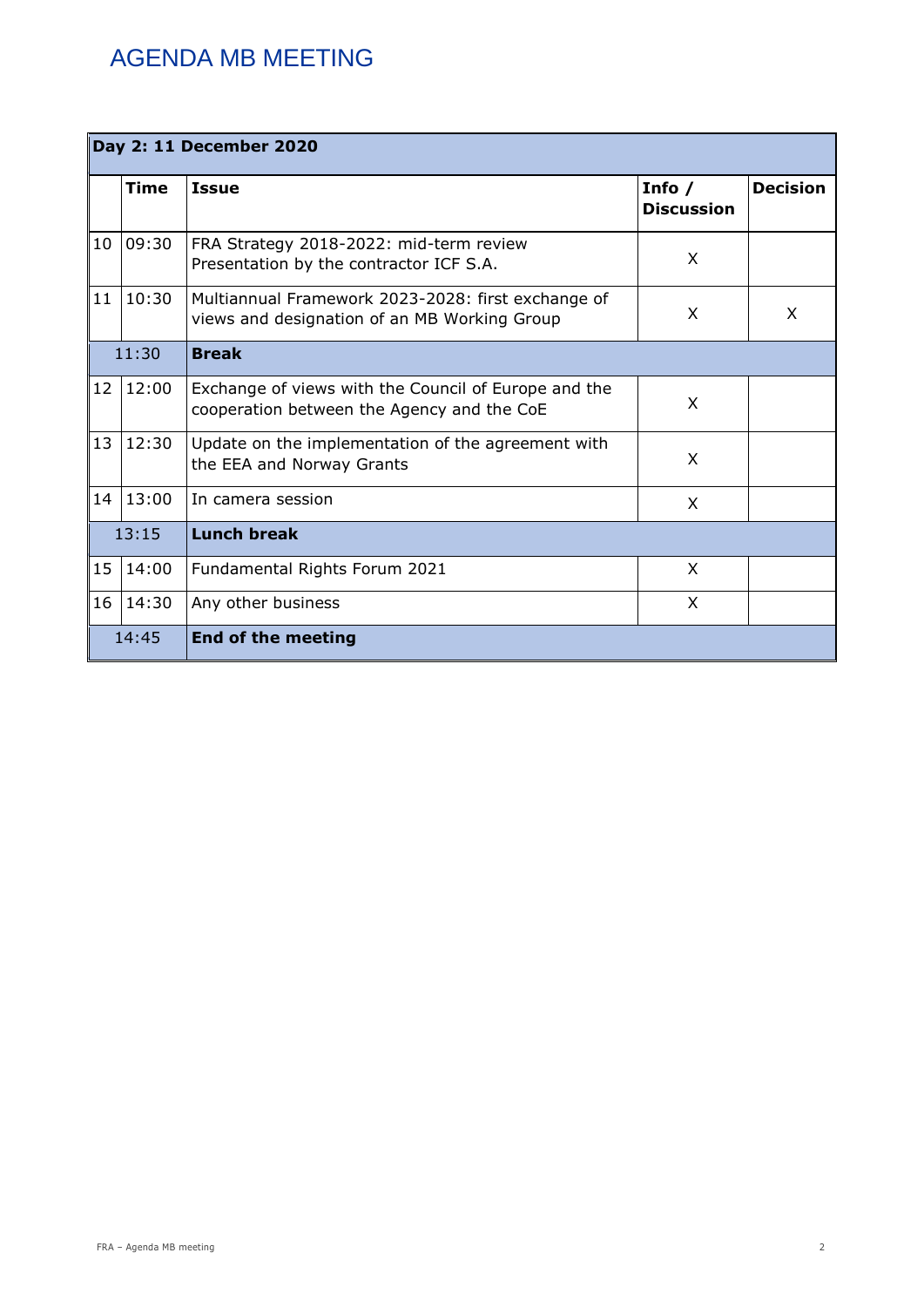# AGENDA MB MEETING

| Day 2: 11 December 2020 | | | | |
|---|---|---|---|---|
| | **Time** | **Issue** | **Info / Discussion** | **Decision** |
| 10 | 09:30 | FRA Strategy 2018-2022: mid-term review<br>Presentation by the contractor ICF S.A. | X | |
| 11 | 10:30 | Multiannual Framework 2023-2028: first exchange of views and designation of an MB Working Group | X | X |
| | 11:30 | **Break** | | |
| 12 | 12:00 | Exchange of views with the Council of Europe and the cooperation between the Agency and the CoE | X | |
| 13 | 12:30 | Update on the implementation of the agreement with the EEA and Norway Grants | X | |
| 14 | 13:00 | In camera session | X | |
| | 13:15 | **Lunch break** | | |
| 15 | 14:00 | Fundamental Rights Forum 2021 | X | |
| 16 | 14:30 | Any other business | X | |
| | 14:45 | **End of the meeting** | | |